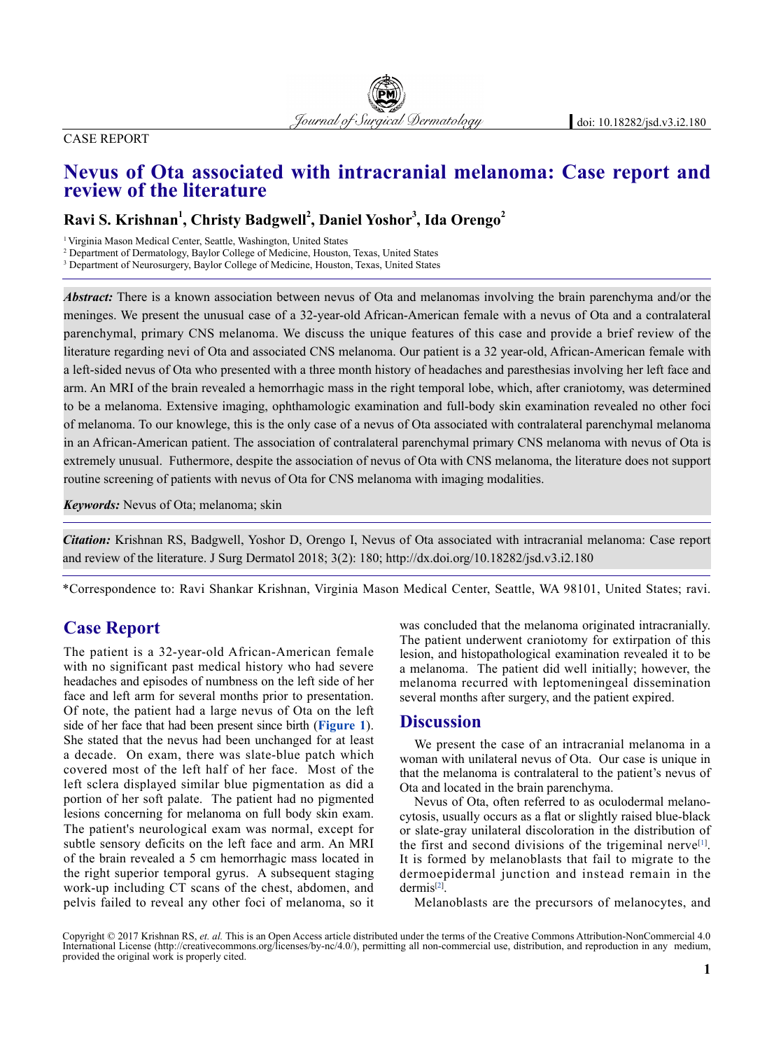CASE REPORT

# Nevus of Ota associated with intracranial melanoma: Case report and review of the literature

**Ravi S. Krishnan[1], Christy Badgwell[2], Daniel Yoshor[3], Ida Orengo[2]**

[1] Virginia Mason Medical Center, Seattle, Washington, United States
[2] Department of Dermatology, Baylor College of Medicine, Houston, Texas, United States
[3] Department of Neurosurgery, Baylor College of Medicine, Houston, Texas, United States

***Abstract:*** There is a known association between nevus of Ota and melanomas involving the brain parenchyma and/or the meninges. We present the unusual case of a 32-year-old African-American female with a nevus of Ota and a contralateral parenchymal, primary CNS melanoma. We discuss the unique features of this case and provide a brief review of the literature regarding nevi of Ota and associated CNS melanoma. Our patient is a 32 year-old, African-American female with a left-sided nevus of Ota who presented with a three month history of headaches and paresthesias involving her left face and arm. An MRI of the brain revealed a hemorrhagic mass in the right temporal lobe, which, after craniotomy, was determined to be a melanoma. Extensive imaging, ophthamologic examination and full-body skin examination revealed no other foci of melanoma. To our knowlege, this is the only case of a nevus of Ota associated with contralateral parenchymal melanoma in an African-American patient. The association of contralateral parenchymal primary CNS melanoma with nevus of Ota is extremely unusual. Futhermore, despite the association of nevus of Ota with CNS melanoma, the literature does not support routine screening of patients with nevus of Ota for CNS melanoma with imaging modalities.

***Keywords:*** Nevus of Ota; melanoma; skin

***Citation:*** Krishnan RS, Badgwell, Yoshor D, Orengo I, Nevus of Ota associated with intracranial melanoma: Case report and review of the literature. J Surg Dermatol 2018; 3(2): 180; http://dx.doi.org/10.18282/jsd.v3.i2.180

*Correspondence to: Ravi Shankar Krishnan, Virginia Mason Medical Center, Seattle, WA 98101, United States; ravi.

## Case Report

The patient is a 32-year-old African-American female with no significant past medical history who had severe headaches and episodes of numbness on the left side of her face and left arm for several months prior to presentation. Of note, the patient had a large nevus of Ota on the left side of her face that had been present since birth (**Figure 1**). She stated that the nevus had been unchanged for at least a decade. On exam, there was slate-blue patch which covered most of the left half of her face. Most of the left sclera displayed similar blue pigmentation as did a portion of her soft palate. The patient had no pigmented lesions concerning for melanoma on full body skin exam. The patient's neurological exam was normal, except for subtle sensory deficits on the left face and arm. An MRI of the brain revealed a 5 cm hemorrhagic mass located in the right superior temporal gyrus. A subsequent staging work-up including CT scans of the chest, abdomen, and pelvis failed to reveal any other foci of melanoma, so it was concluded that the melanoma originated intracranially. The patient underwent craniotomy for extirpation of this lesion, and histopathological examination revealed it to be a melanoma. The patient did well initially; however, the melanoma recurred with leptomeningeal dissemination several months after surgery, and the patient expired.

## Discussion

We present the case of an intracranial melanoma in a woman with unilateral nevus of Ota. Our case is unique in that the melanoma is contralateral to the patient's nevus of Ota and located in the brain parenchyma.

Nevus of Ota, often referred to as oculodermal melanocytosis, usually occurs as a flat or slightly raised blue-black or slate-gray unilateral discoloration in the distribution of the first and second divisions of the trigeminal nerve[1]. It is formed by melanoblasts that fail to migrate to the dermoepidermal junction and instead remain in the dermis[2].

Melanoblasts are the precursors of melanocytes, and

Copyright © 2017 Krishnan RS, *et. al.* This is an Open Access article distributed under the terms of the Creative Commons Attribution-NonCommercial 4.0 International License (http://creativecommons.org/licenses/by-nc/4.0/), permitting all non-commercial use, distribution, and reproduction in any medium, provided the original work is properly cited.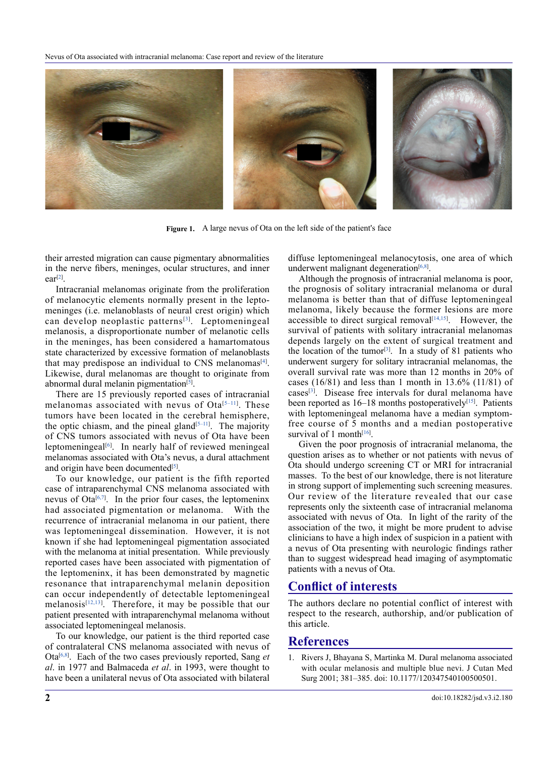Figure 1. A large nevus of Ota on the left side of the patient's face

their arrested migration can cause pigmentary abnormalities in the nerve fibers, meninges, ocular structures, and inner ear[2].

Intracranial melanomas originate from the proliferation of melanocytic elements normally present in the leptomeninges (i.e. melanoblasts of neural crest origin) which can develop neoplastic patterns[3]. Leptomeningeal melanosis, a disproportionate number of melanotic cells in the meninges, has been considered a hamartomatous state characterized by excessive formation of melanoblasts that may predispose an individual to CNS melanomas[4]. Likewise, dural melanomas are thought to originate from abnormal dural melanin pigmentation[5].

There are 15 previously reported cases of intracranial melanomas associated with nevus of Ota[5–11]. These tumors have been located in the cerebral hemisphere, the optic chiasm, and the pineal gland[5–11]. The majority of CNS tumors associated with nevus of Ota have been leptomeningeal[6]. In nearly half of reviewed meningeal melanomas associated with Ota's nevus, a dural attachment and origin have been documented[5].

To our knowledge, our patient is the fifth reported case of intraparenchymal CNS melanoma associated with nevus of Ota[6,7]. In the prior four cases, the leptomeninx had associated pigmentation or melanoma. With the recurrence of intracranial melanoma in our patient, there was leptomeningeal dissemination. However, it is not known if she had leptomeningeal pigmentation associated with the melanoma at initial presentation. While previously reported cases have been associated with pigmentation of the leptomeninx, it has been demonstrated by magnetic resonance that intraparenchymal melanin deposition can occur independently of detectable leptomeningeal melanosis[12,13]. Therefore, it may be possible that our patient presented with intraparenchymal melanoma without associated leptomeningeal melanosis.

To our knowledge, our patient is the third reported case of contralateral CNS melanoma associated with nevus of Ota[6,8]. Each of the two cases previously reported, Sang *et al*. in 1977 and Balmaceda *et al*. in 1993, were thought to have been a unilateral nevus of Ota associated with bilateral diffuse leptomeningeal melanocytosis, one area of which underwent malignant degeneration[6,8].

Although the prognosis of intracranial melanoma is poor, the prognosis of solitary intracranial melanoma or dural melanoma is better than that of diffuse leptomeningeal melanoma, likely because the former lesions are more accessible to direct surgical removal[14,15]. However, the survival of patients with solitary intracranial melanomas depends largely on the extent of surgical treatment and the location of the tumor[3]. In a study of 81 patients who underwent surgery for solitary intracranial melanomas, the overall survival rate was more than 12 months in 20% of cases (16/81) and less than 1 month in 13.6% (11/81) of cases[3]. Disease free intervals for dural melanoma have been reported as 16–18 months postoperatively[15]. Patients with leptomeningeal melanoma have a median symptom-free course of 5 months and a median postoperative survival of 1 month[16].

Given the poor prognosis of intracranial melanoma, the question arises as to whether or not patients with nevus of Ota should undergo screening CT or MRI for intracranial masses. To the best of our knowledge, there is not literature in strong support of implementing such screening measures. Our review of the literature revealed that our case represents only the sixteenth case of intracranial melanoma associated with nevus of Ota. In light of the rarity of the association of the two, it might be more prudent to advise clinicians to have a high index of suspicion in a patient with a nevus of Ota presenting with neurologic findings rather than to suggest widespread head imaging of asymptomatic patients with a nevus of Ota.

## Conflict of interests

The authors declare no potential conflict of interest with respect to the research, authorship, and/or publication of this article.

## References

1. Rivers J, Bhayana S, Martinka M. Dural melanoma associated with ocular melanosis and multiple blue nevi. J Cutan Med Surg 2001; 381–385. doi: 10.1177/120347540100500501.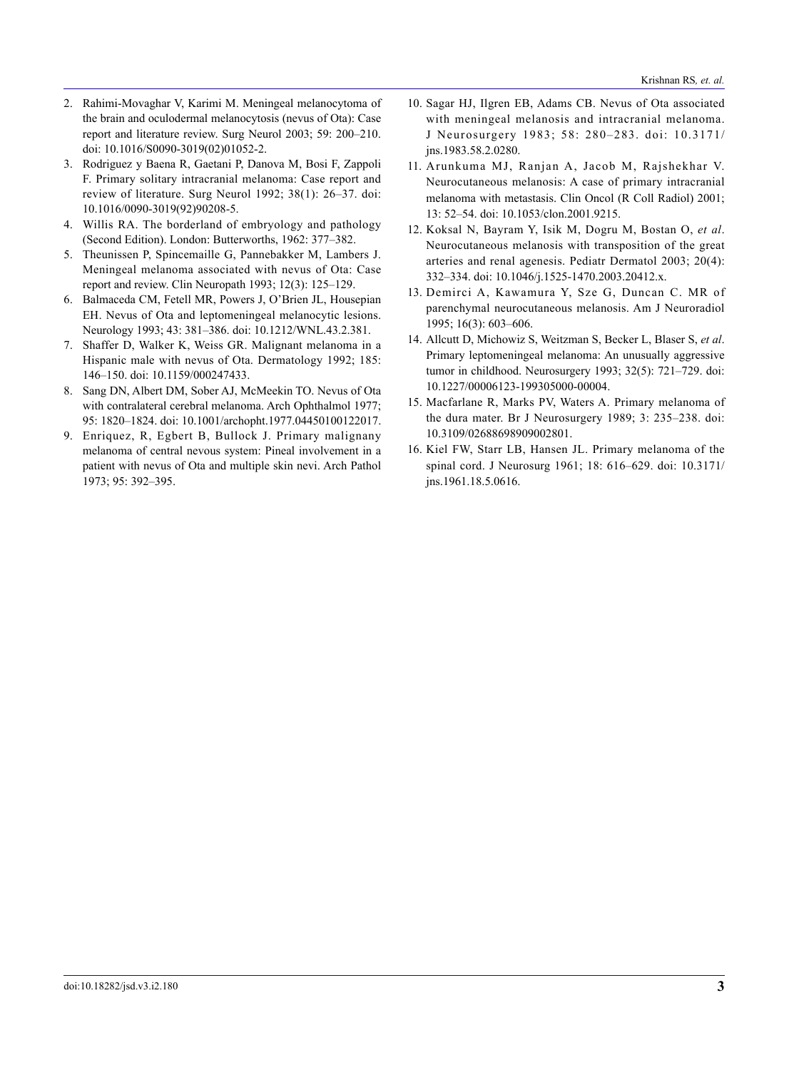2. Rahimi-Movaghar V, Karimi M. Meningeal melanocytoma of the brain and oculodermal melanocytosis (nevus of Ota): Case report and literature review. Surg Neurol 2003; 59: 200–210. doi: 10.1016/S0090-3019(02)01052-2.
3. Rodriguez y Baena R, Gaetani P, Danova M, Bosi F, Zappoli F. Primary solitary intracranial melanoma: Case report and review of literature. Surg Neurol 1992; 38(1): 26–37. doi: 10.1016/0090-3019(92)90208-5.
4. Willis RA. The borderland of embryology and pathology (Second Edition). London: Butterworths, 1962: 377–382.
5. Theunissen P, Spincemaille G, Pannebakker M, Lambers J. Meningeal melanoma associated with nevus of Ota: Case report and review. Clin Neuropath 1993; 12(3): 125–129.
6. Balmaceda CM, Fetell MR, Powers J, O'Brien JL, Housepian EH. Nevus of Ota and leptomeningeal melanocytic lesions. Neurology 1993; 43: 381–386. doi: 10.1212/WNL.43.2.381.
7. Shaffer D, Walker K, Weiss GR. Malignant melanoma in a Hispanic male with nevus of Ota. Dermatology 1992; 185: 146–150. doi: 10.1159/000247433.
8. Sang DN, Albert DM, Sober AJ, McMeekin TO. Nevus of Ota with contralateral cerebral melanoma. Arch Ophthalmol 1977; 95: 1820–1824. doi: 10.1001/archopht.1977.04450100122017.
9. Enriquez, R, Egbert B, Bullock J. Primary malignany melanoma of central nevous system: Pineal involvement in a patient with nevus of Ota and multiple skin nevi. Arch Pathol 1973; 95: 392–395.
10. Sagar HJ, Ilgren EB, Adams CB. Nevus of Ota associated with meningeal melanosis and intracranial melanoma. J Neurosurgery 1983; 58: 280–283. doi: 10.3171/jns.1983.58.2.0280.
11. Arunkuma MJ, Ranjan A, Jacob M, Rajshekhar V. Neurocutaneous melanosis: A case of primary intracranial melanoma with metastasis. Clin Oncol (R Coll Radiol) 2001; 13: 52–54. doi: 10.1053/clon.2001.9215.
12. Koksal N, Bayram Y, Isik M, Dogru M, Bostan O, *et al*. Neurocutaneous melanosis with transposition of the great arteries and renal agenesis. Pediatr Dermatol 2003; 20(4): 332–334. doi: 10.1046/j.1525-1470.2003.20412.x.
13. Demirci A, Kawamura Y, Sze G, Duncan C. MR of parenchymal neurocutaneous melanosis. Am J Neuroradiol 1995; 16(3): 603–606.
14. Allcutt D, Michowiz S, Weitzman S, Becker L, Blaser S, *et al*. Primary leptomeningeal melanoma: An unusually aggressive tumor in childhood. Neurosurgery 1993; 32(5): 721–729. doi: 10.1227/00006123-199305000-00004.
15. Macfarlane R, Marks PV, Waters A. Primary melanoma of the dura mater. Br J Neurosurgery 1989; 3: 235–238. doi: 10.3109/02688698909002801.
16. Kiel FW, Starr LB, Hansen JL. Primary melanoma of the spinal cord. J Neurosurg 1961; 18: 616–629. doi: 10.3171/jns.1961.18.5.0616.